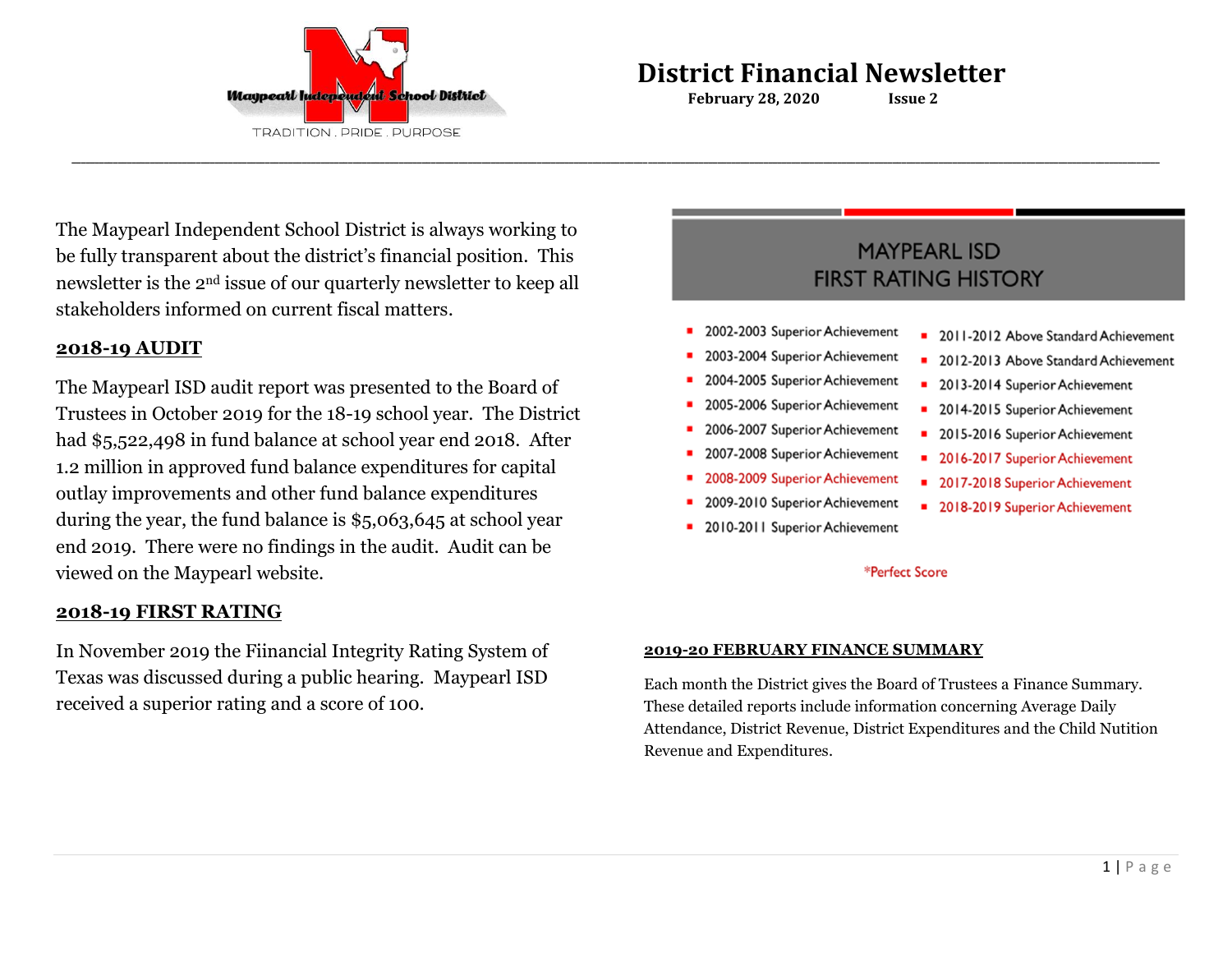Maypearl Independent School District

TRADITION . PRIDE . PURPOSE

# District Financial Newsletter

**February 28, 2020 Issue 2**

The Maypearl Independent School District is always working to be fully transparent about the district's financial position. This newsletter is the 2nd issue of our quarterly newsletter to keep all stakeholders informed on current fiscal matters.

## 2018-19 AUDIT

The Maypearl ISD audit report was presented to the Board of Trustees in October 2019 for the 18-19 school year. The District had $5,522,498 in fund balance at school year end 2018. After 1.2 million in approved fund balance expenditures for capital outlay improvements and other fund balance expenditures during the year, the fund balance is $5,063,645 at school year end 2019. There were no findings in the audit. Audit can be viewed on the Maypearl website.

## 2018-19 FIRST RATING

In November 2019 the Fiinancial Integrity Rating System of Texas was discussed during a public hearing. Maypearl ISD received a superior rating and a score of 100.

## MAYPEARL ISD FIRST RATING HISTORY

- 2002-2003 Superior Achievement
- 2003-2004 Superior Achievement
- 2004-2005 Superior Achievement
- 2005-2006 Superior Achievement
- 2006-2007 Superior Achievement
- 2007-2008 Superior Achievement
- 2008-2009 Superior Achievement
- 2009-2010 Superior Achievement
- 2010-2011 Superior Achievement
- 2011-2012 Above Standard Achievement
- 2012-2013 Above Standard Achievement
- 2013-2014 Superior Achievement
- 2014-2015 Superior Achievement
- 2015-2016 Superior Achievement
- 2016-2017 Superior Achievement
- 2017-2018 Superior Achievement
- 2018-2019 Superior Achievement

*Perfect Score

## 2019-20 FEBRUARY FINANCE SUMMARY

Each month the District gives the Board of Trustees a Finance Summary. These detailed reports include information concerning Average Daily Attendance, District Revenue, District Expenditures and the Child Nutition Revenue and Expenditures.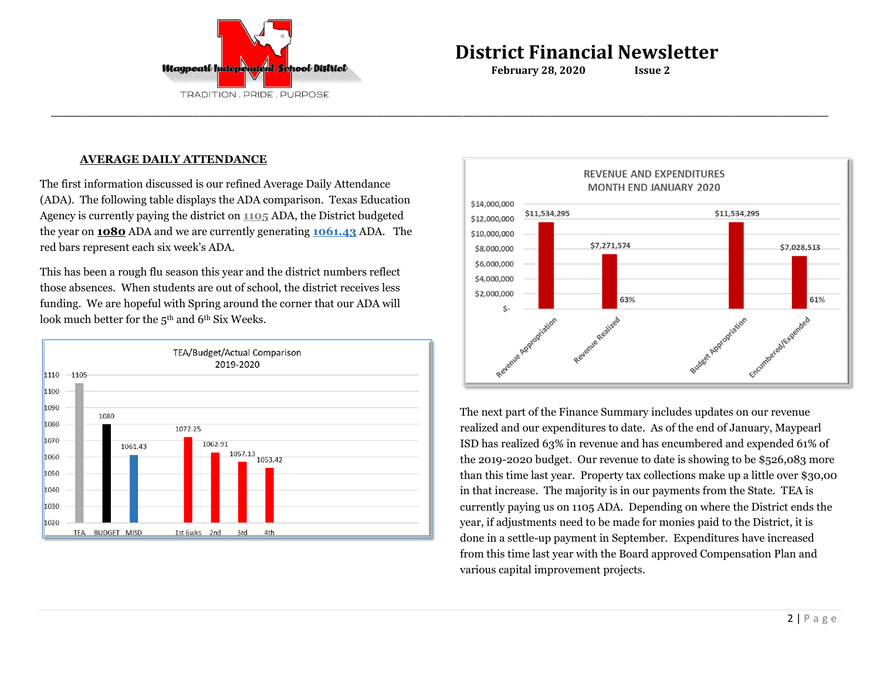# District Financial Newsletter

**February 28, 2020 Issue 2**

## AVERAGE DAILY ATTENDANCE

The first information discussed is our refined Average Daily Attendance (ADA). The following table displays the ADA comparison. Texas Education Agency is currently paying the district on **1105** ADA, the District budgeted the year on **1080** ADA and we are currently generating **1061.43** ADA. The red bars represent each six week's ADA.

This has been a rough flu season this year and the district numbers reflect those absences. When students are out of school, the district receives less funding. We are hopeful with Spring around the corner that our ADA will look much better for the 5th and 6th Six Weeks.

TEA/Budget/Actual Comparison 2019-2020

| TEA | BUDGET | MISD | 1st 6wks | 2nd | 3rd | 4th |
|---|---|---|---|---|---|---|
| 1105 | 1080 | 1061.43 | 1072.25 | 1062.91 | 1057.13 | 1053.42 |

REVENUE AND EXPENDITURES MONTH END JANUARY 2020

| Revenue Appropriation | Revenue Realized | Budget Appropriation | Encumbered/Expended |
|---|---|---|---|
| $11,534,295 | $7,271,574 (63%) | $11,534,295 | $7,028,513 (61%) |

The next part of the Finance Summary includes updates on our revenue realized and our expenditures to date. As of the end of January, Maypearl ISD has realized 63% in revenue and has encumbered and expended 61% of the 2019-2020 budget. Our revenue to date is showing to be $526,083 more than this time last year. Property tax collections make up a little over $30,00 in that increase. The majority is in our payments from the State. TEA is currently paying us on 1105 ADA. Depending on where the District ends the year, if adjustments need to be made for monies paid to the District, it is done in a settle-up payment in September. Expenditures have increased from this time last year with the Board approved Compensation Plan and various capital improvement projects.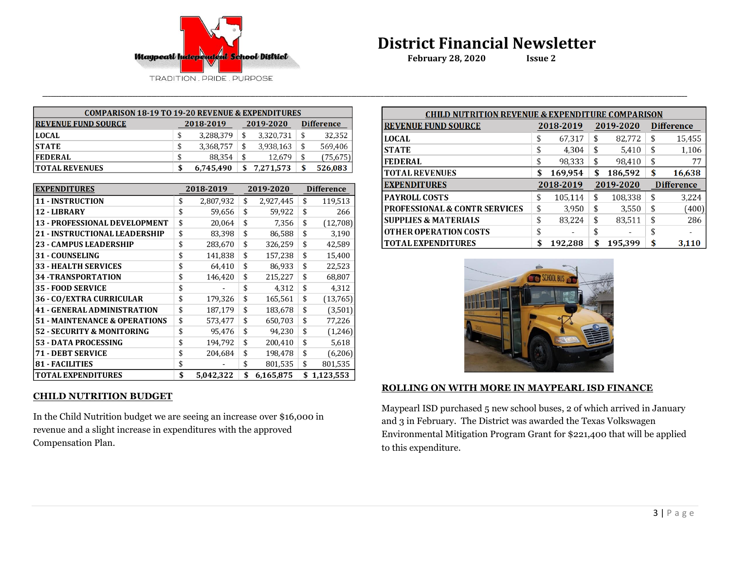Maypearl Independent School District

TRADITION . PRIDE . PURPOSE

# District Financial Newsletter

**February 28, 2020 Issue 2**

| COMPARISON 18-19 TO 19-20 REVENUE & EXPENDITURES | | | |
|---|---|---|---|
| **REVENUE FUND SOURCE** | **2018-2019** | **2019-2020** | **Difference** |
| LOCAL | $ 3,288,379 | $ 3,320,731 | $ 32,352 |
| STATE | $ 3,368,757 | $ 3,938,163 | $ 569,406 |
| FEDERAL | $ 88,354 | $ 12,679 | $ (75,675) |
| **TOTAL REVENUES** | **$ 6,745,490** | **$ 7,271,573** | **$ 526,083** |

| EXPENDITURES | 2018-2019 | 2019-2020 | Difference |
|---|---|---|---|
| 11 - INSTRUCTION | $ 2,807,932 | $ 2,927,445 | $ 119,513 |
| 12 - LIBRARY | $ 59,656 | $ 59,922 | $ 266 |
| 13 - PROFESSIONAL DEVELOPMENT | $ 20,064 | $ 7,356 | $ (12,708) |
| 21 - INSTRUCTIONAL LEADERSHIP | $ 83,398 | $ 86,588 | $ 3,190 |
| 23 - CAMPUS LEADERSHIP | $ 283,670 | $ 326,259 | $ 42,589 |
| 31 - COUNSELING | $ 141,838 | $ 157,238 | $ 15,400 |
| 33 - HEALTH SERVICES | $ 64,410 | $ 86,933 | $ 22,523 |
| 34 -TRANSPORTATION | $ 146,420 | $ 215,227 | $ 68,807 |
| 35 - FOOD SERVICE | $ - | $ 4,312 | $ 4,312 |
| 36 - CO/EXTRA CURRICULAR | $ 179,326 | $ 165,561 | $ (13,765) |
| 41 - GENERAL ADMINISTRATION | $ 187,179 | $ 183,678 | $ (3,501) |
| 51 - MAINTENANCE & OPERATIONS | $ 573,477 | $ 650,703 | $ 77,226 |
| 52 - SECURITY & MONITORING | $ 95,476 | $ 94,230 | $ (1,246) |
| 53 - DATA PROCESSING | $ 194,792 | $ 200,410 | $ 5,618 |
| 71 - DEBT SERVICE | $ 204,684 | $ 198,478 | $ (6,206) |
| 81 - FACILITIES | $ - | $ 801,535 | $ 801,535 |
| **TOTAL EXPENDITURES** | **$ 5,042,322** | **$ 6,165,875** | **$ 1,123,553** |

## CHILD NUTRITION BUDGET

In the Child Nutrition budget we are seeing an increase over $16,000 in revenue and a slight increase in expenditures with the approved Compensation Plan.

| CHILD NUTRITION REVENUE & EXPENDITURE COMPARISON | | | |
|---|---|---|---|
| **REVENUE FUND SOURCE** | **2018-2019** | **2019-2020** | **Difference** |
| LOCAL | $ 67,317 | $ 82,772 | $ 15,455 |
| STATE | $ 4,304 | $ 5,410 | $ 1,106 |
| FEDERAL | $ 98,333 | $ 98,410 | $ 77 |
| **TOTAL REVENUES** | **$ 169,954** | **$ 186,592** | **$ 16,638** |
| **EXPENDITURES** | **2018-2019** | **2019-2020** | **Difference** |
| PAYROLL COSTS | $ 105,114 | $ 108,338 | $ 3,224 |
| PROFESSIONAL & CONTR SERVICES | $ 3,950 | $ 3,550 | $ (400) |
| SUPPLIES & MATERIALS | $ 83,224 | $ 83,511 | $ 286 |
| OTHER OPERATION COSTS | $ - | $ - | $ - |
| **TOTAL EXPENDITURES** | **$ 192,288** | **$ 195,399** | **$ 3,110** |

## ROLLING ON WITH MORE IN MAYPEARL ISD FINANCE

Maypearl ISD purchased 5 new school buses, 2 of which arrived in January and 3 in February. The District was awarded the Texas Volkswagen Environmental Mitigation Program Grant for $221,400 that will be applied to this expenditure.